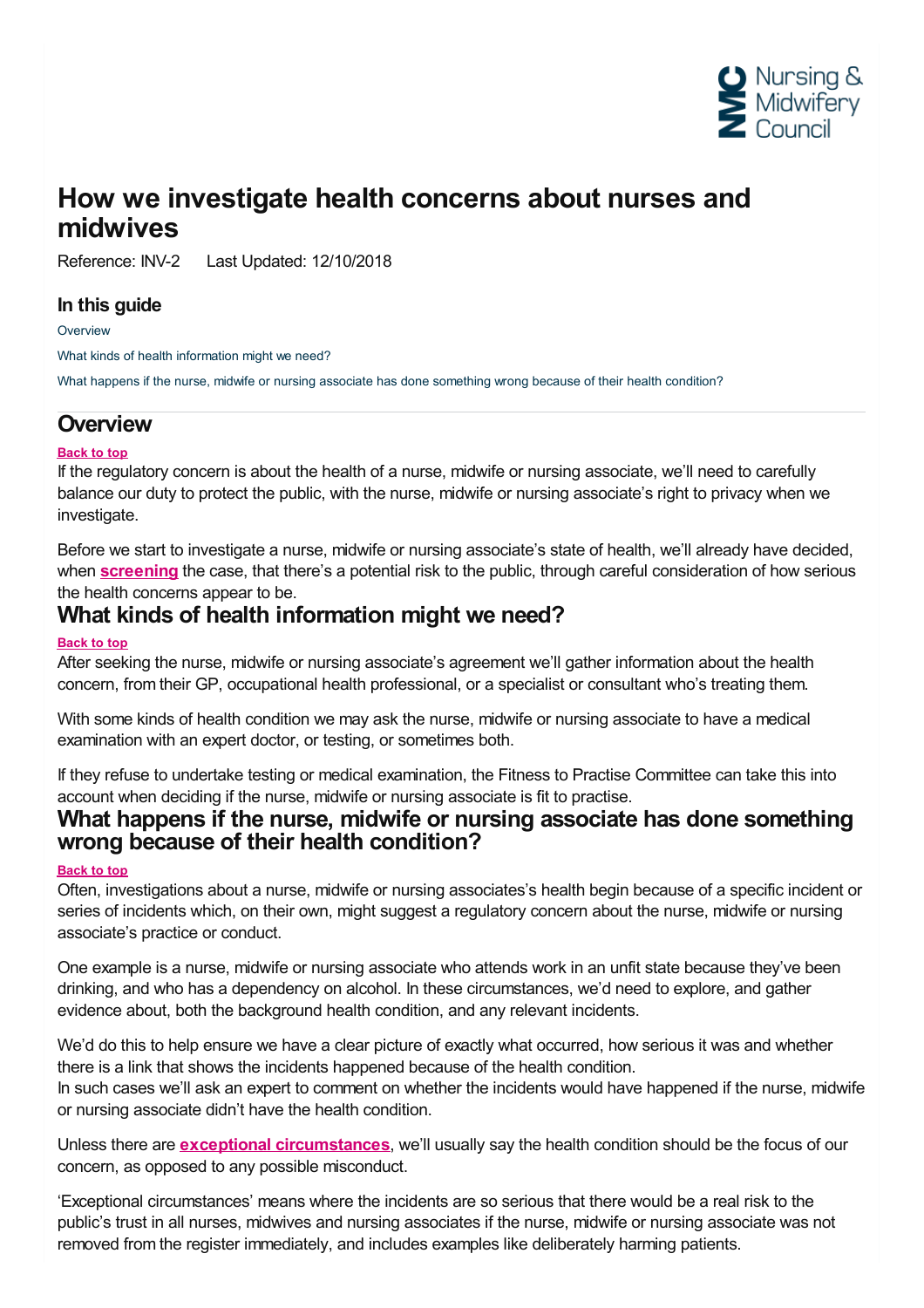# How we investigate health concerns about nurses and midwives

Reference: INV-2 Last Updated: 12/10/2018

### In this guide

Overview

What kinds of health information might we need?

What happens if the nurse, midwife or nursing associate has done something wrong because of their health condition?

## Overview

**Back to top**

If the regulatory concern is about the health of a nurse, midwife or nursing associate, we'll need to carefully balance our duty to protect the public, with the nurse, midwife or nursing associate's right to privacy when we investigate.

Before we start to investigate a nurse, midwife or nursing associate's state of health, we'll already have decided, when **screening** the case, that there's a potential risk to the public, through careful consideration of how serious the health concerns appear to be.

## What kinds of health information might we need?

**Back to top**

After seeking the nurse, midwife or nursing associate's agreement we'll gather information about the health concern, from their GP, occupational health professional, or a specialist or consultant who's treating them.

With some kinds of health condition we may ask the nurse, midwife or nursing associate to have a medical examination with an expert doctor, or testing, or sometimes both.

If they refuse to undertake testing or medical examination, the Fitness to Practise Committee can take this into account when deciding if the nurse, midwife or nursing associate is fit to practise.

## What happens if the nurse, midwife or nursing associate has done something wrong because of their health condition?

**Back to top**

Often, investigations about a nurse, midwife or nursing associates's health begin because of a specific incident or series of incidents which, on their own, might suggest a regulatory concern about the nurse, midwife or nursing associate's practice or conduct.

One example is a nurse, midwife or nursing associate who attends work in an unfit state because they've been drinking, and who has a dependency on alcohol. In these circumstances, we'd need to explore, and gather evidence about, both the background health condition, and any relevant incidents.

We'd do this to help ensure we have a clear picture of exactly what occurred, how serious it was and whether there is a link that shows the incidents happened because of the health condition.
In such cases we'll ask an expert to comment on whether the incidents would have happened if the nurse, midwife or nursing associate didn't have the health condition.

Unless there are **exceptional circumstances**, we'll usually say the health condition should be the focus of our concern, as opposed to any possible misconduct.

'Exceptional circumstances' means where the incidents are so serious that there would be a real risk to the public's trust in all nurses, midwives and nursing associates if the nurse, midwife or nursing associate was not removed from the register immediately, and includes examples like deliberately harming patients.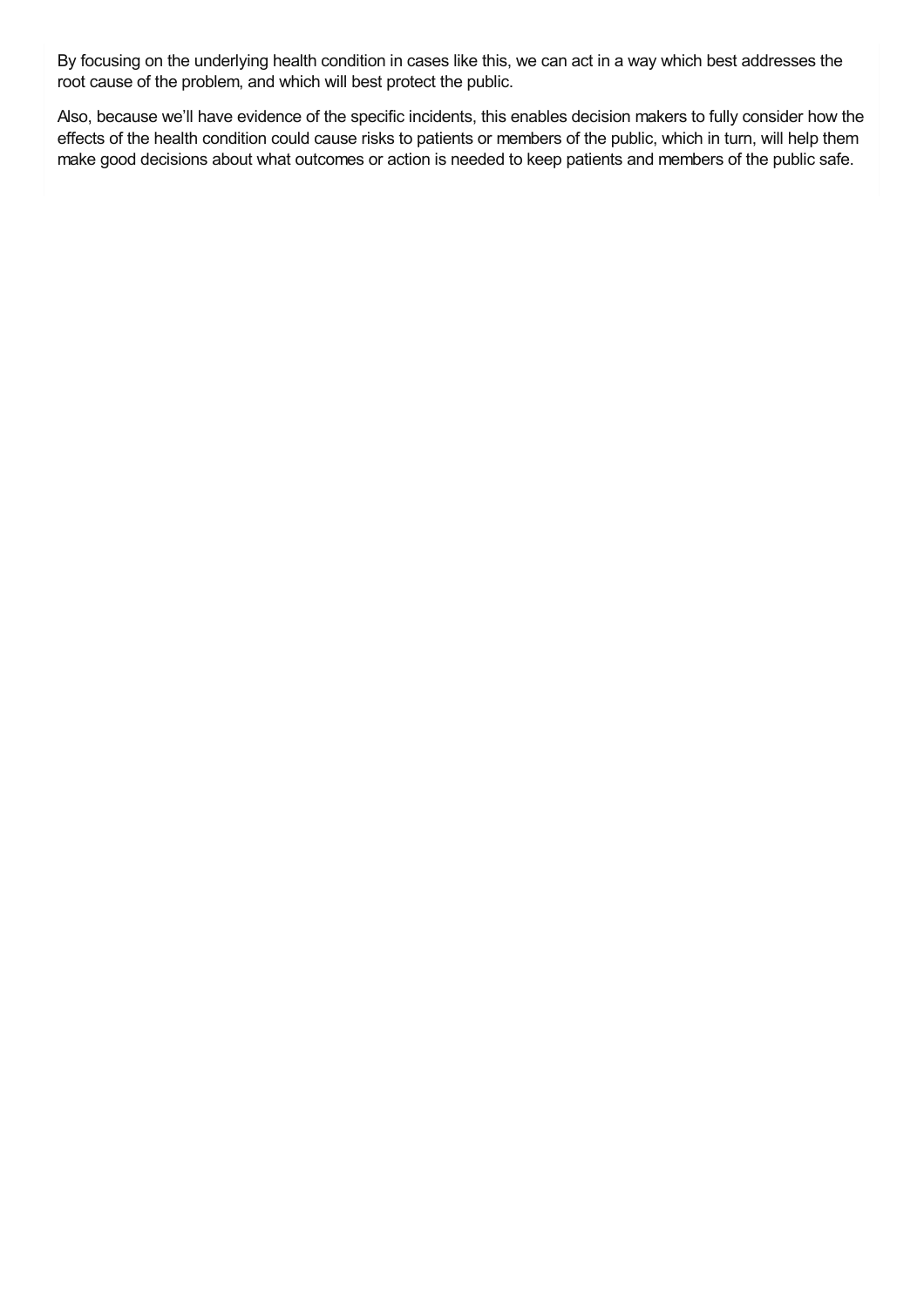By focusing on the underlying health condition in cases like this, we can act in a way which best addresses the root cause of the problem, and which will best protect the public.

Also, because we'll have evidence of the specific incidents, this enables decision makers to fully consider how the effects of the health condition could cause risks to patients or members of the public, which in turn, will help them make good decisions about what outcomes or action is needed to keep patients and members of the public safe.